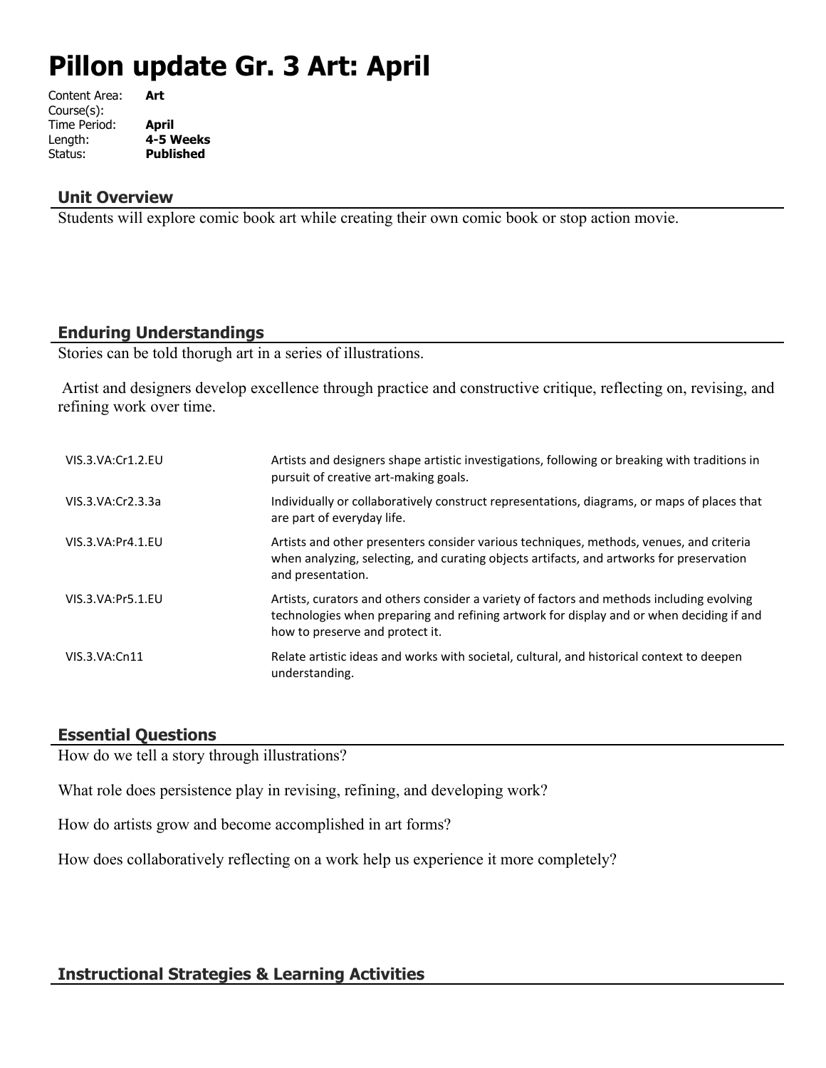# Pillon update Gr. 3 Art: April

| | |
|---|---|
| Content Area: | **Art** |
| Course(s): | |
| Time Period: | **April** |
| Length: | **4-5 Weeks** |
| Status: | **Published** |

## Unit Overview

Students will explore comic book art while creating their own comic book or stop action movie.

## Enduring Understandings

Stories can be told thorugh art in a series of illustrations.

Artist and designers develop excellence through practice and constructive critique, reflecting on, revising, and refining work over time.

| | |
|---|---|
| VIS.3.VA:Cr1.2.EU | Artists and designers shape artistic investigations, following or breaking with traditions in pursuit of creative art-making goals. |
| VIS.3.VA:Cr2.3.3a | Individually or collaboratively construct representations, diagrams, or maps of places that are part of everyday life. |
| VIS.3.VA:Pr4.1.EU | Artists and other presenters consider various techniques, methods, venues, and criteria when analyzing, selecting, and curating objects artifacts, and artworks for preservation and presentation. |
| VIS.3.VA:Pr5.1.EU | Artists, curators and others consider a variety of factors and methods including evolving technologies when preparing and refining artwork for display and or when deciding if and how to preserve and protect it. |
| VIS.3.VA:Cn11 | Relate artistic ideas and works with societal, cultural, and historical context to deepen understanding. |

## Essential Questions

How do we tell a story through illustrations?

What role does persistence play in revising, refining, and developing work?

How do artists grow and become accomplished in art forms?

How does collaboratively reflecting on a work help us experience it more completely?

## Instructional Strategies & Learning Activities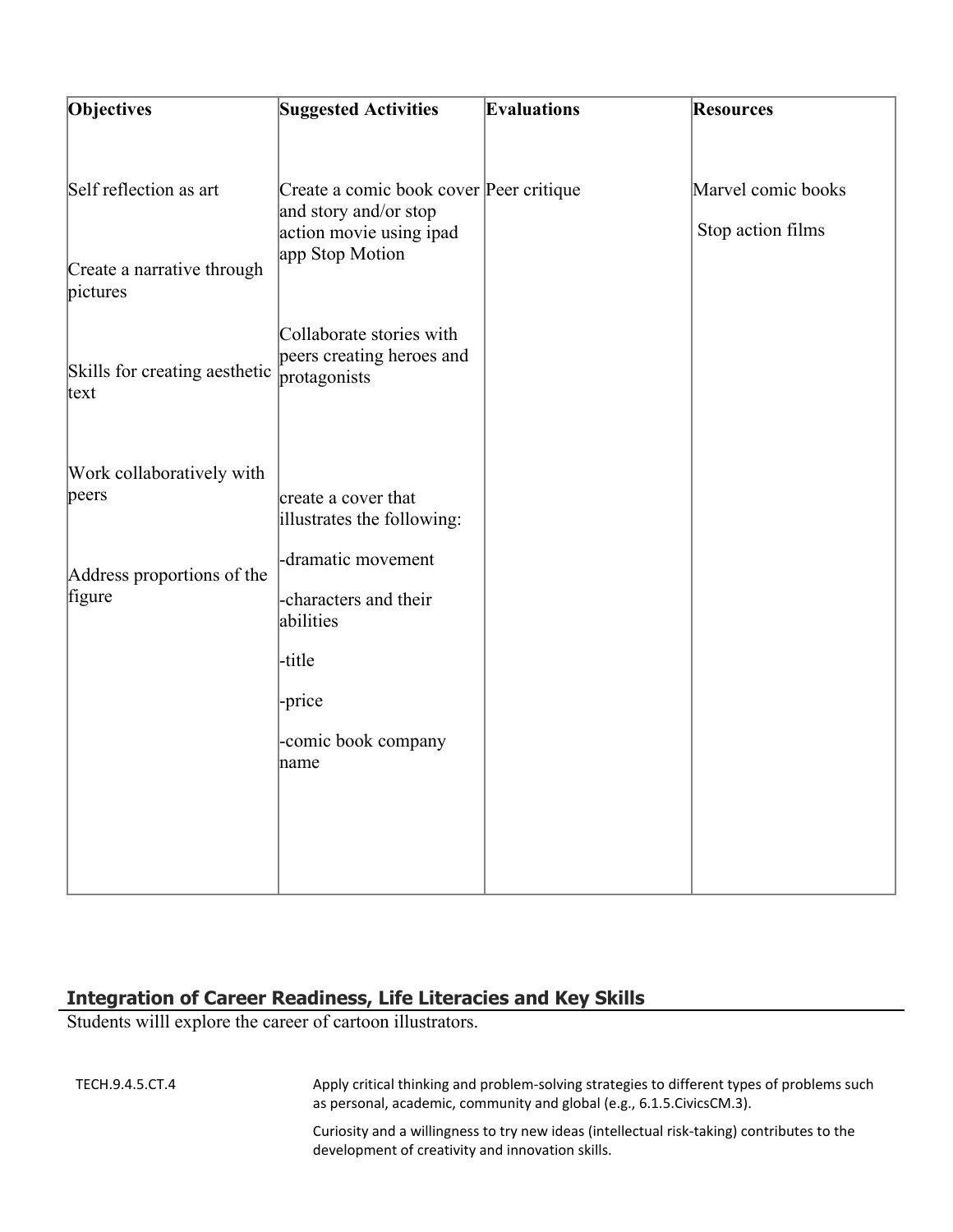| Objectives | Suggested Activities | Evaluations | Resources |
|---|---|---|---|
| Self reflection as art<br><br>Create a narrative through pictures<br><br>Skills for creating aesthetic text<br><br>Work collaboratively with peers<br><br>Address proportions of the figure | Create a comic book cover and story and/or stop action movie using ipad app Stop Motion<br><br>Collaborate stories with peers creating heroes and protagonists<br><br>create a cover that illustrates the following:<br><br>-dramatic movement<br><br>-characters and their abilities<br><br>-title<br><br>-price<br><br>-comic book company name | Peer critique | Marvel comic books<br><br>Stop action films |

## Integration of Career Readiness, Life Literacies and Key Skills

Students willl explore the career of cartoon illustrators.

| | |
|---|---|
| TECH.9.4.5.CT.4 | Apply critical thinking and problem-solving strategies to different types of problems such as personal, academic, community and global (e.g., 6.1.5.CivicsCM.3). |
| | Curiosity and a willingness to try new ideas (intellectual risk-taking) contributes to the development of creativity and innovation skills. |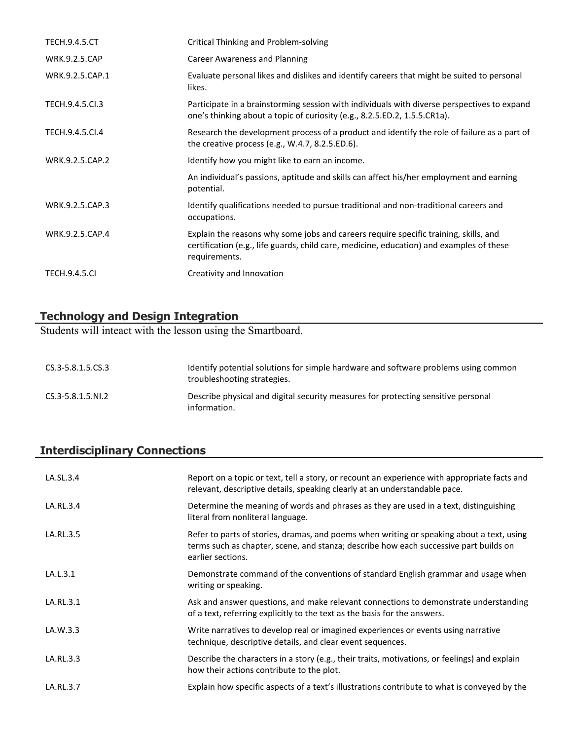| | |
|---|---|
| TECH.9.4.5.CT | Critical Thinking and Problem-solving |
| WRK.9.2.5.CAP | Career Awareness and Planning |
| WRK.9.2.5.CAP.1 | Evaluate personal likes and dislikes and identify careers that might be suited to personal likes. |
| TECH.9.4.5.CI.3 | Participate in a brainstorming session with individuals with diverse perspectives to expand one's thinking about a topic of curiosity (e.g., 8.2.5.ED.2, 1.5.5.CR1a). |
| TECH.9.4.5.CI.4 | Research the development process of a product and identify the role of failure as a part of the creative process (e.g., W.4.7, 8.2.5.ED.6). |
| WRK.9.2.5.CAP.2 | Identify how you might like to earn an income. |
| | An individual's passions, aptitude and skills can affect his/her employment and earning potential. |
| WRK.9.2.5.CAP.3 | Identify qualifications needed to pursue traditional and non-traditional careers and occupations. |
| WRK.9.2.5.CAP.4 | Explain the reasons why some jobs and careers require specific training, skills, and certification (e.g., life guards, child care, medicine, education) and examples of these requirements. |
| TECH.9.4.5.CI | Creativity and Innovation |

## Technology and Design Integration

Students will inteact with the lesson using the Smartboard.

| | |
|---|---|
| CS.3-5.8.1.5.CS.3 | Identify potential solutions for simple hardware and software problems using common troubleshooting strategies. |
| CS.3-5.8.1.5.NI.2 | Describe physical and digital security measures for protecting sensitive personal information. |

## Interdisciplinary Connections

| | |
|---|---|
| LA.SL.3.4 | Report on a topic or text, tell a story, or recount an experience with appropriate facts and relevant, descriptive details, speaking clearly at an understandable pace. |
| LA.RL.3.4 | Determine the meaning of words and phrases as they are used in a text, distinguishing literal from nonliteral language. |
| LA.RL.3.5 | Refer to parts of stories, dramas, and poems when writing or speaking about a text, using terms such as chapter, scene, and stanza; describe how each successive part builds on earlier sections. |
| LA.L.3.1 | Demonstrate command of the conventions of standard English grammar and usage when writing or speaking. |
| LA.RL.3.1 | Ask and answer questions, and make relevant connections to demonstrate understanding of a text, referring explicitly to the text as the basis for the answers. |
| LA.W.3.3 | Write narratives to develop real or imagined experiences or events using narrative technique, descriptive details, and clear event sequences. |
| LA.RL.3.3 | Describe the characters in a story (e.g., their traits, motivations, or feelings) and explain how their actions contribute to the plot. |
| LA.RL.3.7 | Explain how specific aspects of a text's illustrations contribute to what is conveyed by the |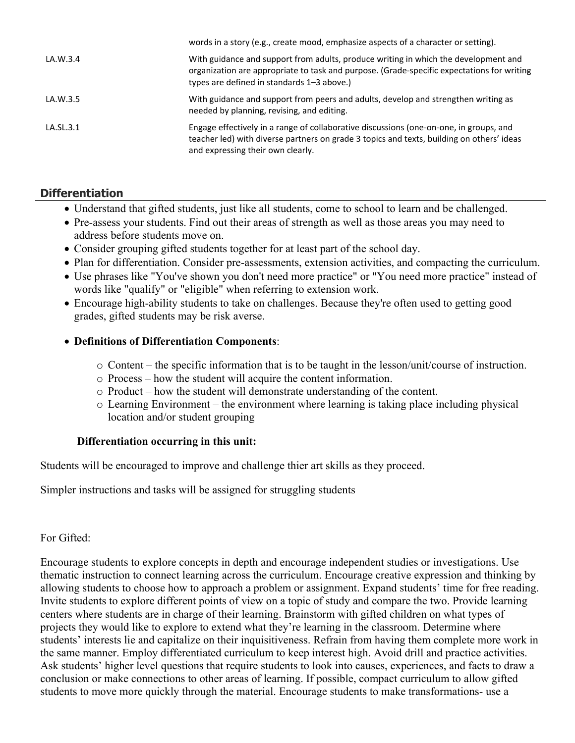| | |
|---|---|
| | words in a story (e.g., create mood, emphasize aspects of a character or setting). |
| LA.W.3.4 | With guidance and support from adults, produce writing in which the development and organization are appropriate to task and purpose. (Grade-specific expectations for writing types are defined in standards 1–3 above.) |
| LA.W.3.5 | With guidance and support from peers and adults, develop and strengthen writing as needed by planning, revising, and editing. |
| LA.SL.3.1 | Engage effectively in a range of collaborative discussions (one-on-one, in groups, and teacher led) with diverse partners on grade 3 topics and texts, building on others' ideas and expressing their own clearly. |

## Differentiation

- Understand that gifted students, just like all students, come to school to learn and be challenged.
- Pre-assess your students. Find out their areas of strength as well as those areas you may need to address before students move on.
- Consider grouping gifted students together for at least part of the school day.
- Plan for differentiation. Consider pre-assessments, extension activities, and compacting the curriculum.
- Use phrases like "You've shown you don't need more practice" or "You need more practice" instead of words like "qualify" or "eligible" when referring to extension work.
- Encourage high-ability students to take on challenges. Because they're often used to getting good grades, gifted students may be risk averse.
- **Definitions of Differentiation Components**:
  - Content – the specific information that is to be taught in the lesson/unit/course of instruction.
  - Process – how the student will acquire the content information.
  - Product – how the student will demonstrate understanding of the content.
  - Learning Environment – the environment where learning is taking place including physical location and/or student grouping

**Differentiation occurring in this unit:**

Students will be encouraged to improve and challenge thier art skills as they proceed.

Simpler instructions and tasks will be assigned for struggling students

For Gifted:

Encourage students to explore concepts in depth and encourage independent studies or investigations. Use thematic instruction to connect learning across the curriculum. Encourage creative expression and thinking by allowing students to choose how to approach a problem or assignment. Expand students' time for free reading. Invite students to explore different points of view on a topic of study and compare the two. Provide learning centers where students are in charge of their learning. Brainstorm with gifted children on what types of projects they would like to explore to extend what they're learning in the classroom. Determine where students' interests lie and capitalize on their inquisitiveness. Refrain from having them complete more work in the same manner. Employ differentiated curriculum to keep interest high. Avoid drill and practice activities. Ask students' higher level questions that require students to look into causes, experiences, and facts to draw a conclusion or make connections to other areas of learning. If possible, compact curriculum to allow gifted students to move more quickly through the material. Encourage students to make transformations- use a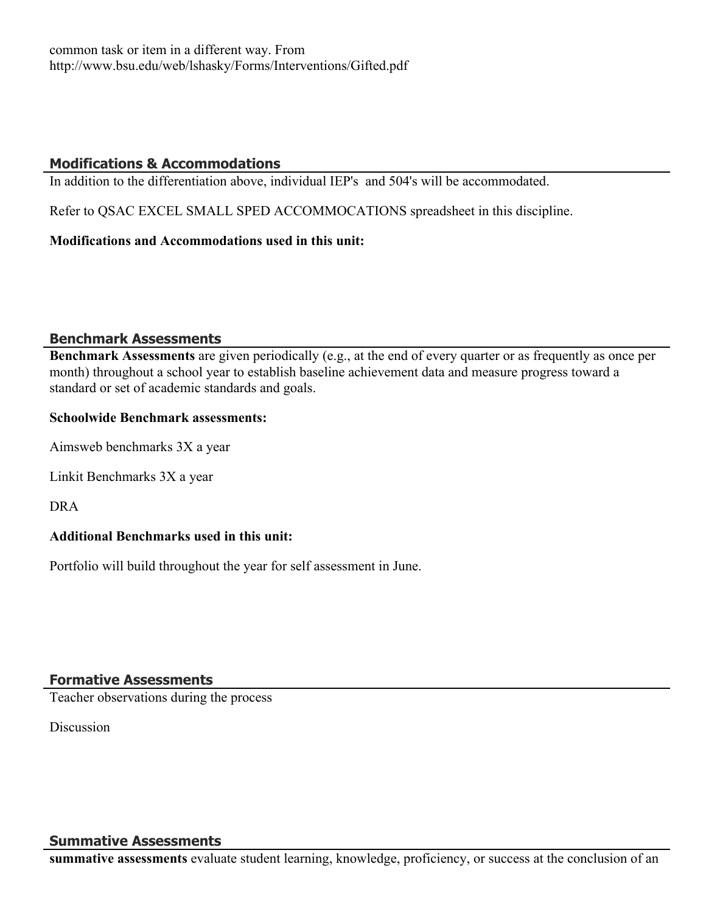common task or item in a different way. From http://www.bsu.edu/web/lshasky/Forms/Interventions/Gifted.pdf

## Modifications & Accommodations

In addition to the differentiation above, individual IEP's and 504's will be accommodated.

Refer to QSAC EXCEL SMALL SPED ACCOMMOCATIONS spreadsheet in this discipline.

**Modifications and Accommodations used in this unit:**

## Benchmark Assessments

**Benchmark Assessments** are given periodically (e.g., at the end of every quarter or as frequently as once per month) throughout a school year to establish baseline achievement data and measure progress toward a standard or set of academic standards and goals.

**Schoolwide Benchmark assessments:**

Aimsweb benchmarks 3X a year

Linkit Benchmarks 3X a year

DRA

**Additional Benchmarks used in this unit:**

Portfolio will build throughout the year for self assessment in June.

## Formative Assessments

Teacher observations during the process

Discussion

## Summative Assessments

**summative assessments** evaluate student learning, knowledge, proficiency, or success at the conclusion of an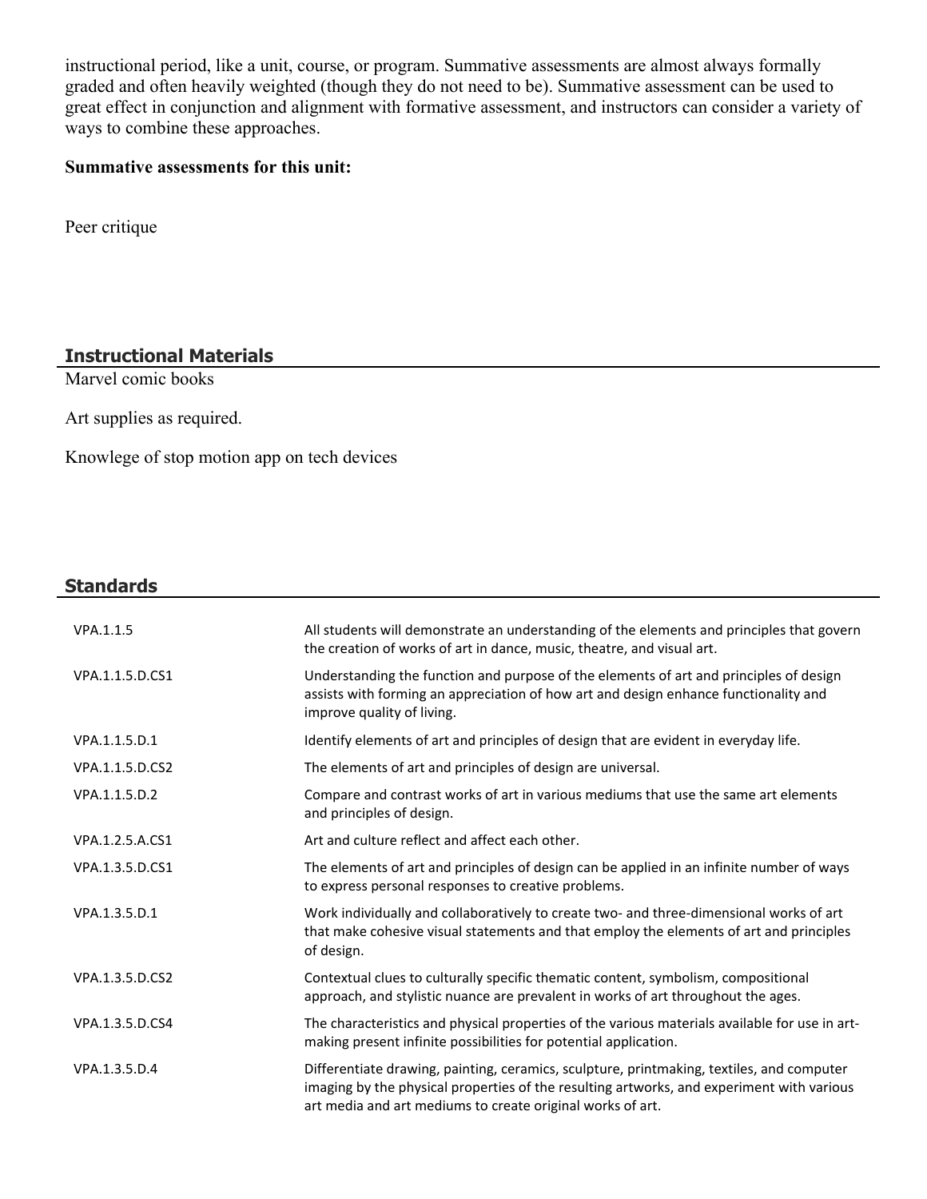instructional period, like a unit, course, or program. Summative assessments are almost always formally graded and often heavily weighted (though they do not need to be). Summative assessment can be used to great effect in conjunction and alignment with formative assessment, and instructors can consider a variety of ways to combine these approaches.

**Summative assessments for this unit:**

Peer critique

## Instructional Materials

Marvel comic books

Art supplies as required.

Knowlege of stop motion app on tech devices

## Standards

| | |
|---|---|
| VPA.1.1.5 | All students will demonstrate an understanding of the elements and principles that govern the creation of works of art in dance, music, theatre, and visual art. |
| VPA.1.1.5.D.CS1 | Understanding the function and purpose of the elements of art and principles of design assists with forming an appreciation of how art and design enhance functionality and improve quality of living. |
| VPA.1.1.5.D.1 | Identify elements of art and principles of design that are evident in everyday life. |
| VPA.1.1.5.D.CS2 | The elements of art and principles of design are universal. |
| VPA.1.1.5.D.2 | Compare and contrast works of art in various mediums that use the same art elements and principles of design. |
| VPA.1.2.5.A.CS1 | Art and culture reflect and affect each other. |
| VPA.1.3.5.D.CS1 | The elements of art and principles of design can be applied in an infinite number of ways to express personal responses to creative problems. |
| VPA.1.3.5.D.1 | Work individually and collaboratively to create two- and three-dimensional works of art that make cohesive visual statements and that employ the elements of art and principles of design. |
| VPA.1.3.5.D.CS2 | Contextual clues to culturally specific thematic content, symbolism, compositional approach, and stylistic nuance are prevalent in works of art throughout the ages. |
| VPA.1.3.5.D.CS4 | The characteristics and physical properties of the various materials available for use in art-making present infinite possibilities for potential application. |
| VPA.1.3.5.D.4 | Differentiate drawing, painting, ceramics, sculpture, printmaking, textiles, and computer imaging by the physical properties of the resulting artworks, and experiment with various art media and art mediums to create original works of art. |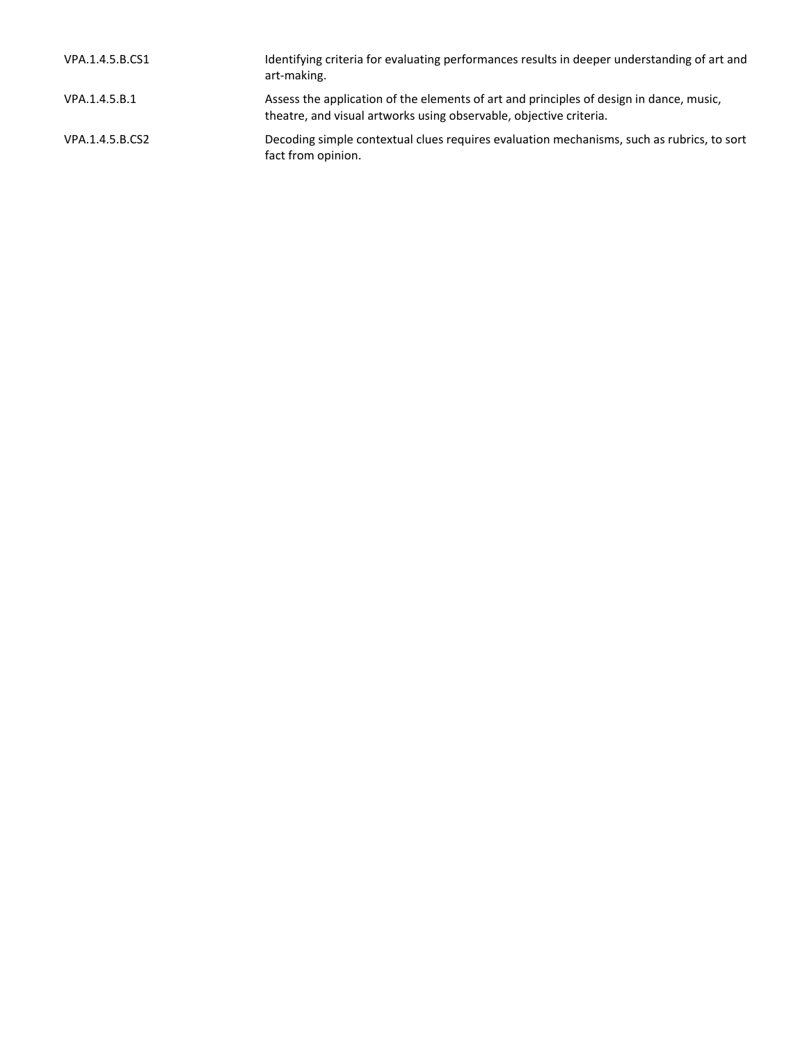| | |
|---|---|
| VPA.1.4.5.B.CS1 | Identifying criteria for evaluating performances results in deeper understanding of art and art-making. |
| VPA.1.4.5.B.1 | Assess the application of the elements of art and principles of design in dance, music, theatre, and visual artworks using observable, objective criteria. |
| VPA.1.4.5.B.CS2 | Decoding simple contextual clues requires evaluation mechanisms, such as rubrics, to sort fact from opinion. |